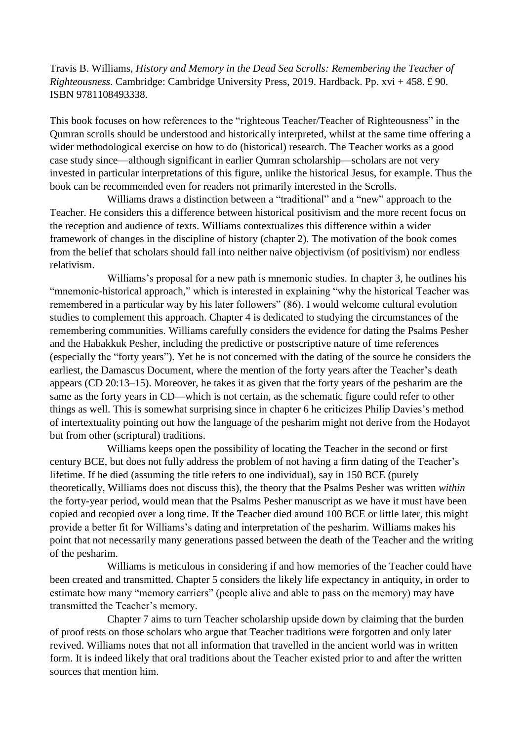Travis B. Williams, *History and Memory in the Dead Sea Scrolls: Remembering the Teacher of Righteousness*. Cambridge: Cambridge University Press, 2019. Hardback. Pp. xvi + 458. £ 90. ISBN 9781108493338.

This book focuses on how references to the "righteous Teacher/Teacher of Righteousness" in the Qumran scrolls should be understood and historically interpreted, whilst at the same time offering a wider methodological exercise on how to do (historical) research. The Teacher works as a good case study since—although significant in earlier Qumran scholarship—scholars are not very invested in particular interpretations of this figure, unlike the historical Jesus, for example. Thus the book can be recommended even for readers not primarily interested in the Scrolls.

Williams draws a distinction between a "traditional" and a "new" approach to the Teacher. He considers this a difference between historical positivism and the more recent focus on the reception and audience of texts. Williams contextualizes this difference within a wider framework of changes in the discipline of history (chapter 2). The motivation of the book comes from the belief that scholars should fall into neither naive objectivism (of positivism) nor endless relativism.

Williams's proposal for a new path is mnemonic studies. In chapter 3, he outlines his "mnemonic-historical approach," which is interested in explaining "why the historical Teacher was remembered in a particular way by his later followers" (86). I would welcome cultural evolution studies to complement this approach. Chapter 4 is dedicated to studying the circumstances of the remembering communities. Williams carefully considers the evidence for dating the Psalms Pesher and the Habakkuk Pesher, including the predictive or postscriptive nature of time references (especially the "forty years"). Yet he is not concerned with the dating of the source he considers the earliest, the Damascus Document, where the mention of the forty years after the Teacher's death appears (CD 20:13–15). Moreover, he takes it as given that the forty years of the pesharim are the same as the forty years in CD—which is not certain, as the schematic figure could refer to other things as well. This is somewhat surprising since in chapter 6 he criticizes Philip Davies's method of intertextuality pointing out how the language of the pesharim might not derive from the Hodayot but from other (scriptural) traditions.

Williams keeps open the possibility of locating the Teacher in the second or first century BCE, but does not fully address the problem of not having a firm dating of the Teacher's lifetime. If he died (assuming the title refers to one individual), say in 150 BCE (purely theoretically, Williams does not discuss this), the theory that the Psalms Pesher was written *within* the forty-year period, would mean that the Psalms Pesher manuscript as we have it must have been copied and recopied over a long time. If the Teacher died around 100 BCE or little later, this might provide a better fit for Williams's dating and interpretation of the pesharim. Williams makes his point that not necessarily many generations passed between the death of the Teacher and the writing of the pesharim.

Williams is meticulous in considering if and how memories of the Teacher could have been created and transmitted. Chapter 5 considers the likely life expectancy in antiquity, in order to estimate how many "memory carriers" (people alive and able to pass on the memory) may have transmitted the Teacher's memory.

Chapter 7 aims to turn Teacher scholarship upside down by claiming that the burden of proof rests on those scholars who argue that Teacher traditions were forgotten and only later revived. Williams notes that not all information that travelled in the ancient world was in written form. It is indeed likely that oral traditions about the Teacher existed prior to and after the written sources that mention him.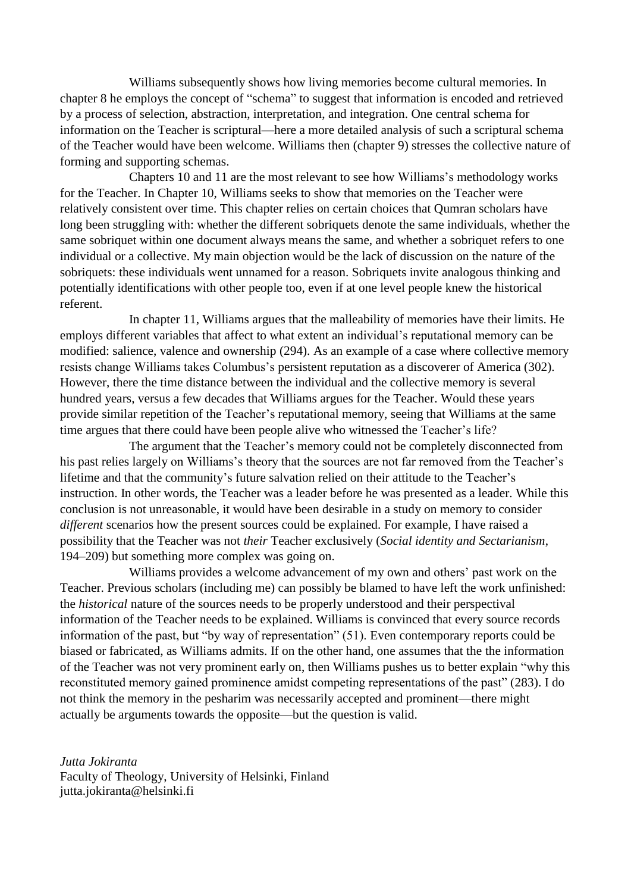Williams subsequently shows how living memories become cultural memories. In chapter 8 he employs the concept of "schema" to suggest that information is encoded and retrieved by a process of selection, abstraction, interpretation, and integration. One central schema for information on the Teacher is scriptural—here a more detailed analysis of such a scriptural schema of the Teacher would have been welcome. Williams then (chapter 9) stresses the collective nature of forming and supporting schemas.

Chapters 10 and 11 are the most relevant to see how Williams's methodology works for the Teacher. In Chapter 10, Williams seeks to show that memories on the Teacher were relatively consistent over time. This chapter relies on certain choices that Qumran scholars have long been struggling with: whether the different sobriquets denote the same individuals, whether the same sobriquet within one document always means the same, and whether a sobriquet refers to one individual or a collective. My main objection would be the lack of discussion on the nature of the sobriquets: these individuals went unnamed for a reason. Sobriquets invite analogous thinking and potentially identifications with other people too, even if at one level people knew the historical referent.

In chapter 11, Williams argues that the malleability of memories have their limits. He employs different variables that affect to what extent an individual's reputational memory can be modified: salience, valence and ownership (294). As an example of a case where collective memory resists change Williams takes Columbus's persistent reputation as a discoverer of America (302). However, there the time distance between the individual and the collective memory is several hundred years, versus a few decades that Williams argues for the Teacher. Would these years provide similar repetition of the Teacher's reputational memory, seeing that Williams at the same time argues that there could have been people alive who witnessed the Teacher's life?

The argument that the Teacher's memory could not be completely disconnected from his past relies largely on Williams's theory that the sources are not far removed from the Teacher's lifetime and that the community's future salvation relied on their attitude to the Teacher's instruction. In other words, the Teacher was a leader before he was presented as a leader. While this conclusion is not unreasonable, it would have been desirable in a study on memory to consider *different* scenarios how the present sources could be explained. For example, I have raised a possibility that the Teacher was not *their* Teacher exclusively (*Social identity and Sectarianism*, 194–209) but something more complex was going on.

Williams provides a welcome advancement of my own and others' past work on the Teacher. Previous scholars (including me) can possibly be blamed to have left the work unfinished: the *historical* nature of the sources needs to be properly understood and their perspectival information of the Teacher needs to be explained. Williams is convinced that every source records information of the past, but "by way of representation" (51). Even contemporary reports could be biased or fabricated, as Williams admits. If on the other hand, one assumes that the the information of the Teacher was not very prominent early on, then Williams pushes us to better explain "why this reconstituted memory gained prominence amidst competing representations of the past" (283). I do not think the memory in the pesharim was necessarily accepted and prominent—there might actually be arguments towards the opposite—but the question is valid.

*Jutta Jokiranta*
Faculty of Theology, University of Helsinki, Finland
jutta.jokiranta@helsinki.fi